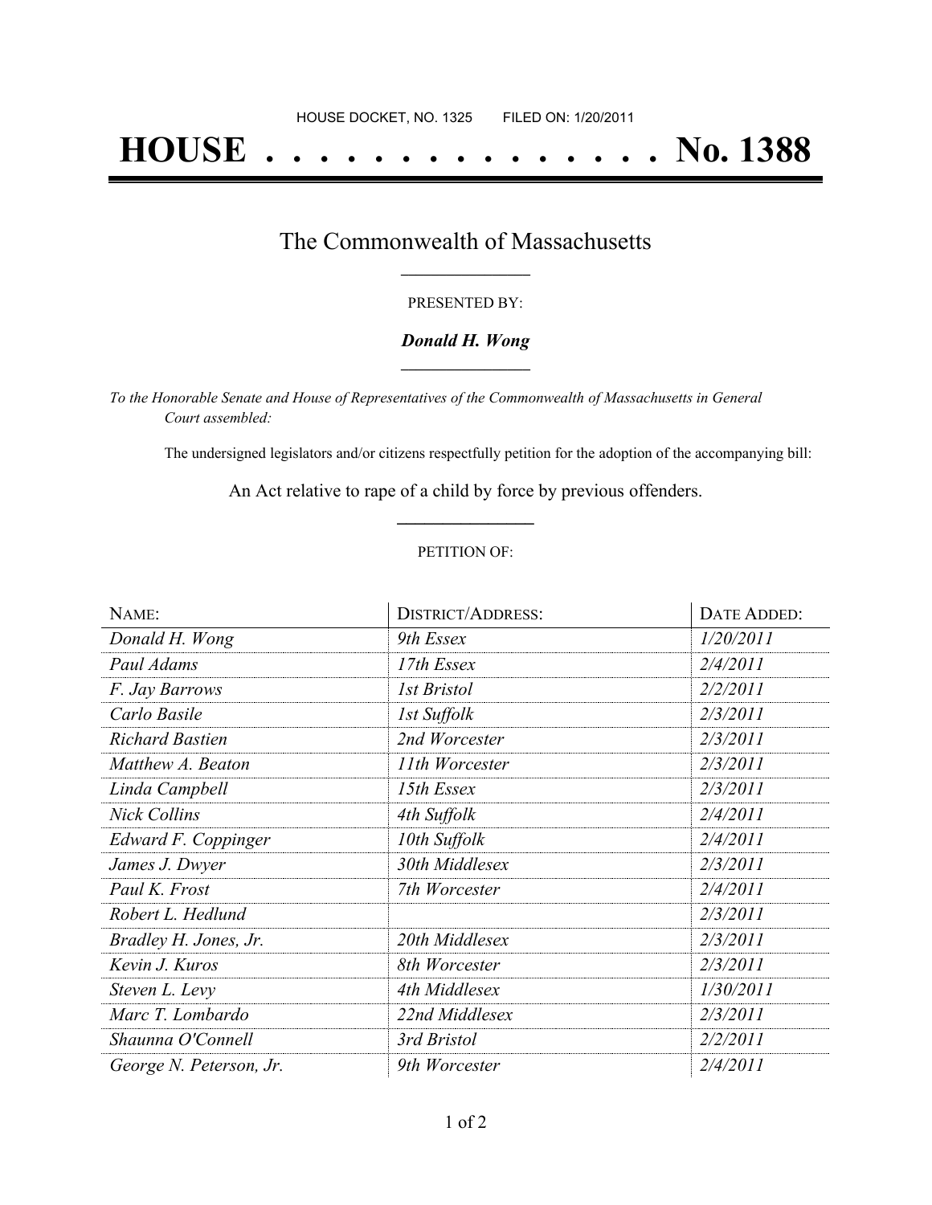HOUSE DOCKET, NO. 1325        FILED ON: 1/20/2011

# HOUSE . . . . . . . . . . . . . . . No. 1388

## The Commonwealth of Massachusetts

PRESENTED BY:

***Donald H. Wong***

*To the Honorable Senate and House of Representatives of the Commonwealth of Massachusetts in General Court assembled:*

The undersigned legislators and/or citizens respectfully petition for the adoption of the accompanying bill:

An Act relative to rape of a child by force by previous offenders.

PETITION OF:

| NAME: | DISTRICT/ADDRESS: | DATE ADDED: |
|---|---|---|
| *Donald H. Wong* | *9th Essex* | *1/20/2011* |
| *Paul Adams* | *17th Essex* | *2/4/2011* |
| *F. Jay Barrows* | *1st Bristol* | *2/2/2011* |
| *Carlo Basile* | *1st Suffolk* | *2/3/2011* |
| *Richard Bastien* | *2nd Worcester* | *2/3/2011* |
| *Matthew A. Beaton* | *11th Worcester* | *2/3/2011* |
| *Linda Campbell* | *15th Essex* | *2/3/2011* |
| *Nick Collins* | *4th Suffolk* | *2/4/2011* |
| *Edward F. Coppinger* | *10th Suffolk* | *2/4/2011* |
| *James J. Dwyer* | *30th Middlesex* | *2/3/2011* |
| *Paul K. Frost* | *7th Worcester* | *2/4/2011* |
| *Robert L. Hedlund* | | *2/3/2011* |
| *Bradley H. Jones, Jr.* | *20th Middlesex* | *2/3/2011* |
| *Kevin J. Kuros* | *8th Worcester* | *2/3/2011* |
| *Steven L. Levy* | *4th Middlesex* | *1/30/2011* |
| *Marc T. Lombardo* | *22nd Middlesex* | *2/3/2011* |
| *Shaunna O'Connell* | *3rd Bristol* | *2/2/2011* |
| *George N. Peterson, Jr.* | *9th Worcester* | *2/4/2011* |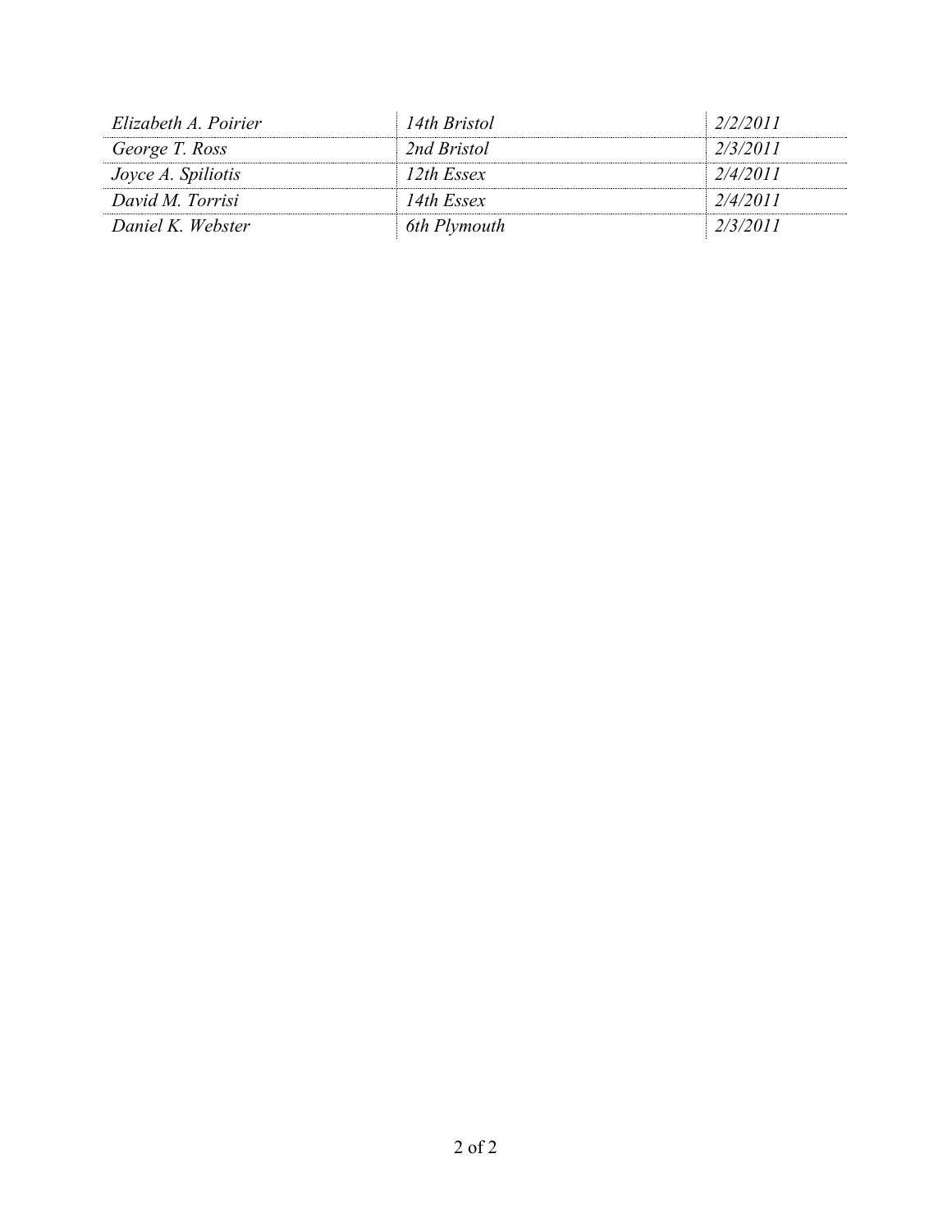| | | |
|---|---|---|
| *Elizabeth A. Poirier* | *14th Bristol* | *2/2/2011* |
| *George T. Ross* | *2nd Bristol* | *2/3/2011* |
| *Joyce A. Spiliotis* | *12th Essex* | *2/4/2011* |
| *David M. Torrisi* | *14th Essex* | *2/4/2011* |
| *Daniel K. Webster* | *6th Plymouth* | *2/3/2011* |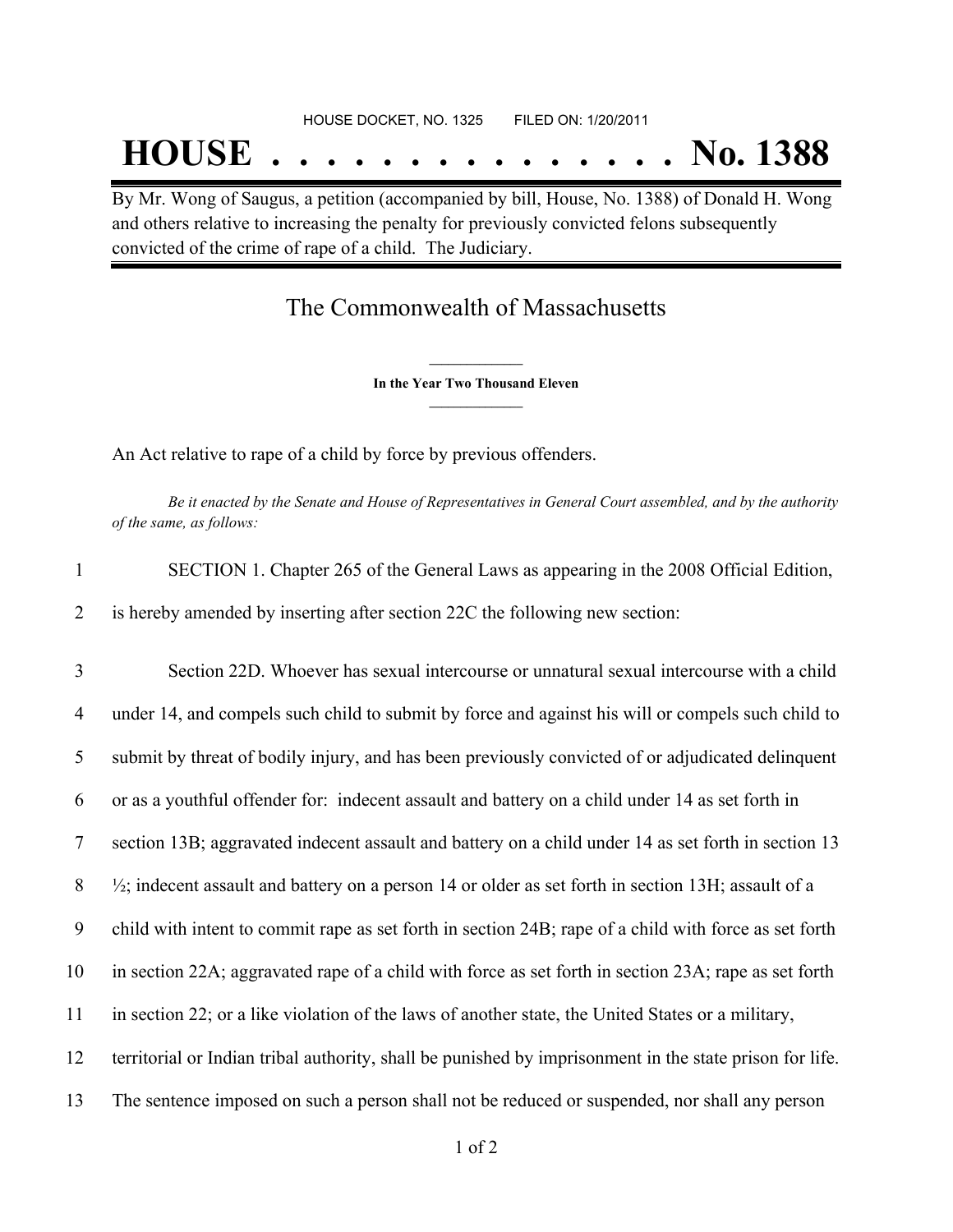HOUSE DOCKET, NO. 1325 FILED ON: 1/20/2011

# HOUSE . . . . . . . . . . . . . . . No. 1388

By Mr. Wong of Saugus, a petition (accompanied by bill, House, No. 1388) of Donald H. Wong and others relative to increasing the penalty for previously convicted felons subsequently convicted of the crime of rape of a child. The Judiciary.

## The Commonwealth of Massachusetts

**In the Year Two Thousand Eleven**

An Act relative to rape of a child by force by previous offenders.

*Be it enacted by the Senate and House of Representatives in General Court assembled, and by the authority of the same, as follows:*

1 SECTION 1. Chapter 265 of the General Laws as appearing in the 2008 Official Edition,
2 is hereby amended by inserting after section 22C the following new section:

3 Section 22D. Whoever has sexual intercourse or unnatural sexual intercourse with a child
4 under 14, and compels such child to submit by force and against his will or compels such child to
5 submit by threat of bodily injury, and has been previously convicted of or adjudicated delinquent
6 or as a youthful offender for: indecent assault and battery on a child under 14 as set forth in
7 section 13B; aggravated indecent assault and battery on a child under 14 as set forth in section 13
8 ½; indecent assault and battery on a person 14 or older as set forth in section 13H; assault of a
9 child with intent to commit rape as set forth in section 24B; rape of a child with force as set forth
10 in section 22A; aggravated rape of a child with force as set forth in section 23A; rape as set forth
11 in section 22; or a like violation of the laws of another state, the United States or a military,
12 territorial or Indian tribal authority, shall be punished by imprisonment in the state prison for life.
13 The sentence imposed on such a person shall not be reduced or suspended, nor shall any person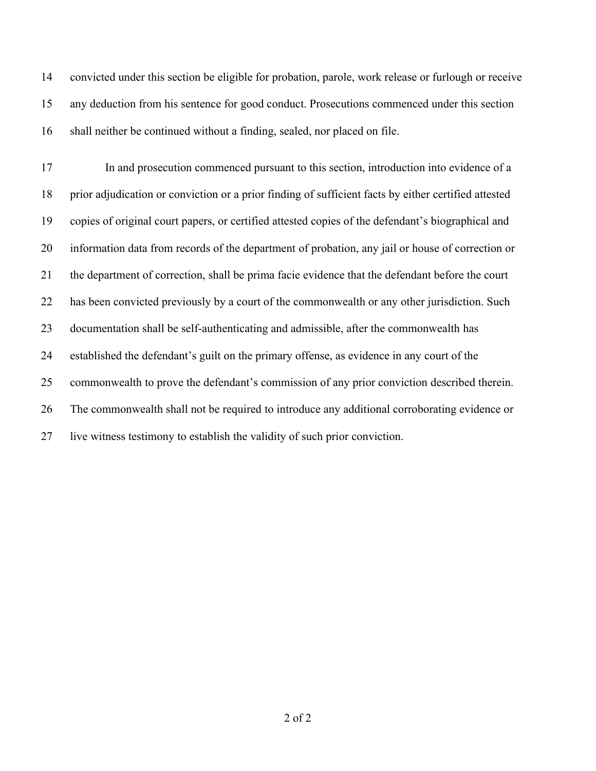convicted under this section be eligible for probation, parole, work release or furlough or receive any deduction from his sentence for good conduct. Prosecutions commenced under this section shall neither be continued without a finding, sealed, nor placed on file.

In and prosecution commenced pursuant to this section, introduction into evidence of a prior adjudication or conviction or a prior finding of sufficient facts by either certified attested copies of original court papers, or certified attested copies of the defendant's biographical and information data from records of the department of probation, any jail or house of correction or the department of correction, shall be prima facie evidence that the defendant before the court has been convicted previously by a court of the commonwealth or any other jurisdiction. Such documentation shall be self-authenticating and admissible, after the commonwealth has established the defendant's guilt on the primary offense, as evidence in any court of the commonwealth to prove the defendant's commission of any prior conviction described therein. The commonwealth shall not be required to introduce any additional corroborating evidence or live witness testimony to establish the validity of such prior conviction.